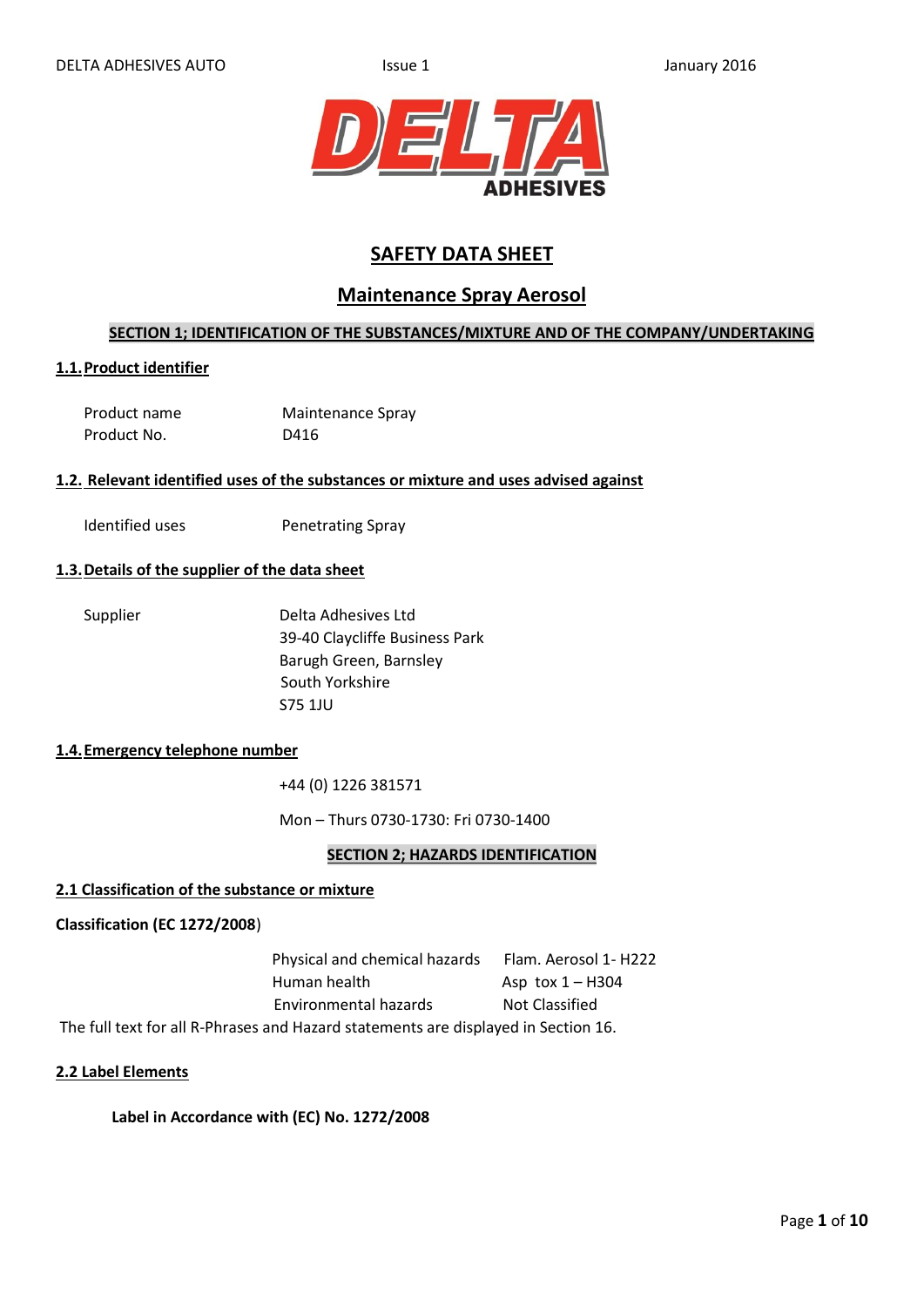# SAFETY DATA SHEET

## Maintenance Spray Aerosol

### SECTION 1; IDENTIFICATION OF THE SUBSTANCES/MIXTURE AND OF THE COMPANY/UNDERTAKING

#### 1.1. Product identifier

| | |
|---|---|
| Product name | Maintenance Spray |
| Product No. | D416 |

#### 1.2. Relevant identified uses of the substances or mixture and uses advised against

| | |
|---|---|
| Identified uses | Penetrating Spray |

#### 1.3. Details of the supplier of the data sheet

Supplier

Delta Adhesives Ltd
39-40 Claycliffe Business Park
Barugh Green, Barnsley
South Yorkshire
S75 1JU

#### 1.4. Emergency telephone number

+44 (0) 1226 381571

Mon – Thurs 0730-1730: Fri 0730-1400

### SECTION 2; HAZARDS IDENTIFICATION

#### 2.1 Classification of the substance or mixture

**Classification (EC 1272/2008)**

| | |
|---|---|
| Physical and chemical hazards | Flam. Aerosol 1- H222 |
| Human health | Asp tox 1 – H304 |
| Environmental hazards | Not Classified |

The full text for all R-Phrases and Hazard statements are displayed in Section 16.

#### 2.2 Label Elements

**Label in Accordance with (EC) No. 1272/2008**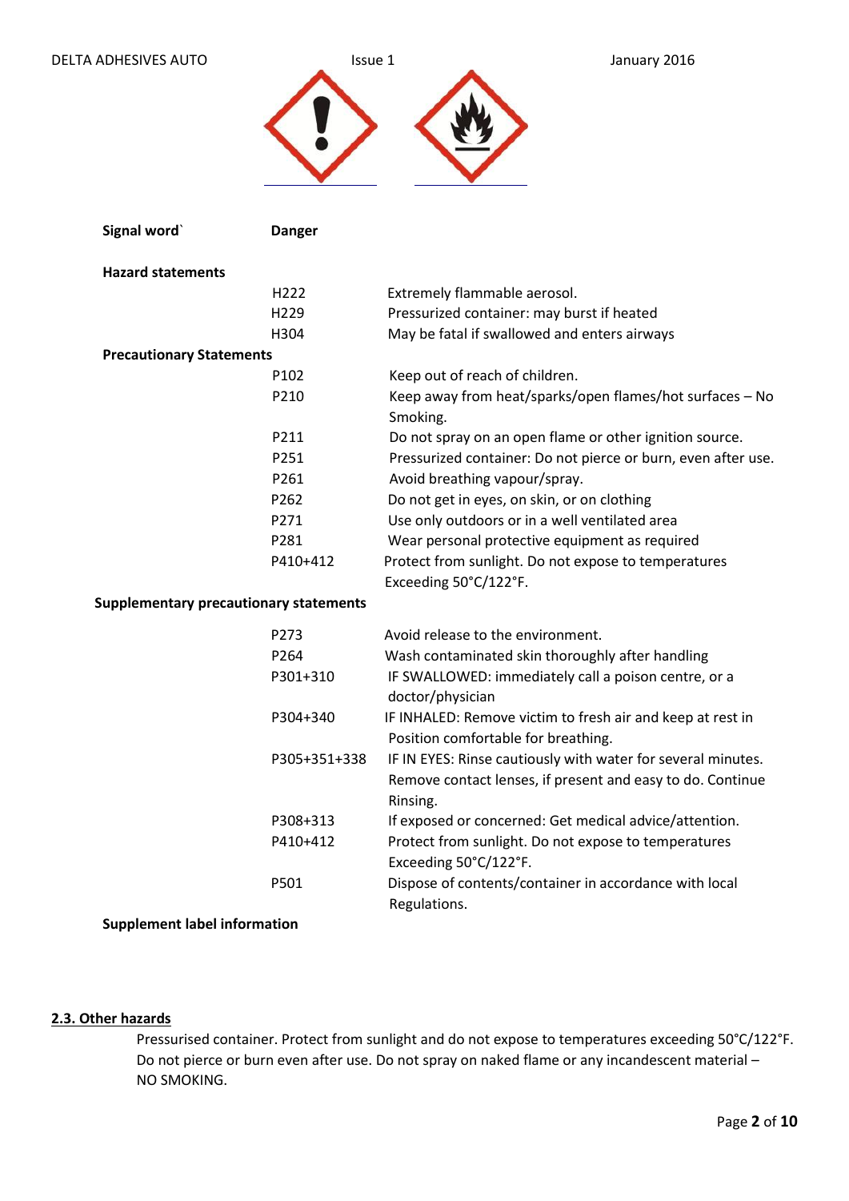**Signal word`** **Danger**

**Hazard statements**

| | |
|---|---|
| H222 | Extremely flammable aerosol. |
| H229 | Pressurized container: may burst if heated |
| H304 | May be fatal if swallowed and enters airways |

**Precautionary Statements**

| | |
|---|---|
| P102 | Keep out of reach of children. |
| P210 | Keep away from heat/sparks/open flames/hot surfaces – No Smoking. |
| P211 | Do not spray on an open flame or other ignition source. |
| P251 | Pressurized container: Do not pierce or burn, even after use. |
| P261 | Avoid breathing vapour/spray. |
| P262 | Do not get in eyes, on skin, or on clothing |
| P271 | Use only outdoors or in a well ventilated area |
| P281 | Wear personal protective equipment as required |
| P410+412 | Protect from sunlight. Do not expose to temperatures Exceeding 50°C/122°F. |

**Supplementary precautionary statements**

| | |
|---|---|
| P273 | Avoid release to the environment. |
| P264 | Wash contaminated skin thoroughly after handling |
| P301+310 | IF SWALLOWED: immediately call a poison centre, or a doctor/physician |
| P304+340 | IF INHALED: Remove victim to fresh air and keep at rest in Position comfortable for breathing. |
| P305+351+338 | IF IN EYES: Rinse cautiously with water for several minutes. Remove contact lenses, if present and easy to do. Continue Rinsing. |
| P308+313 | If exposed or concerned: Get medical advice/attention. |
| P410+412 | Protect from sunlight. Do not expose to temperatures Exceeding 50°C/122°F. |
| P501 | Dispose of contents/container in accordance with local Regulations. |

**Supplement label information**

## 2.3. Other hazards

Pressurised container. Protect from sunlight and do not expose to temperatures exceeding 50°C/122°F. Do not pierce or burn even after use. Do not spray on naked flame or any incandescent material – NO SMOKING.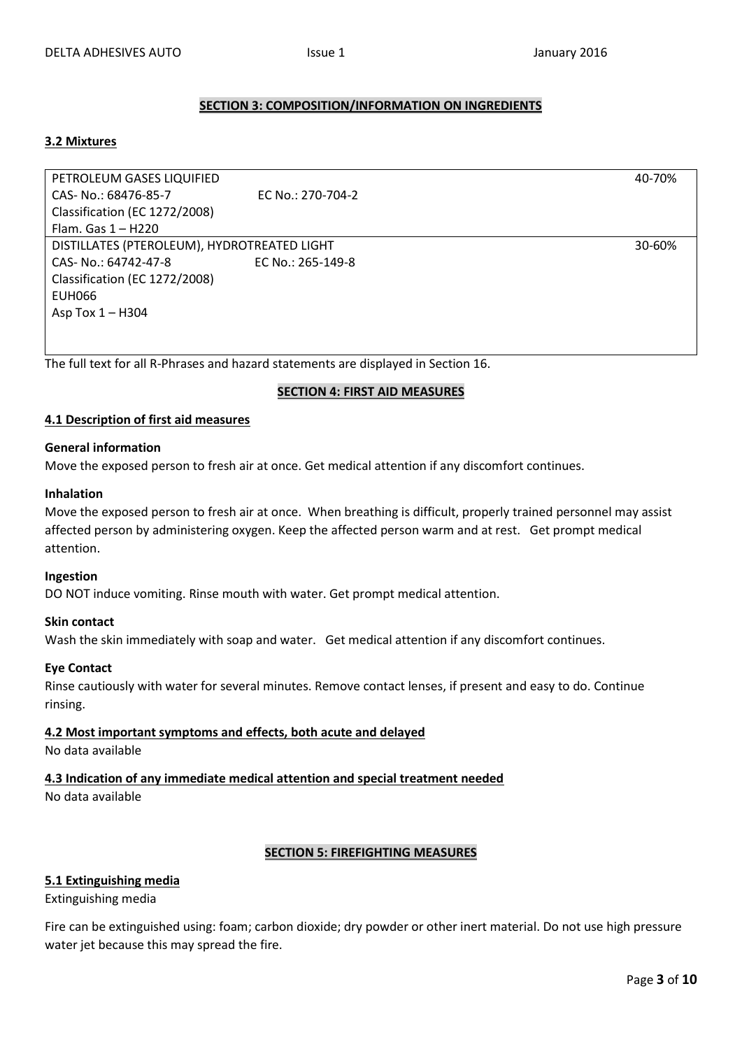## SECTION 3: COMPOSITION/INFORMATION ON INGREDIENTS

### 3.2 Mixtures

| Ingredient | | |
|---|---|---|
| PETROLEUM GASES LIQUIFIED<br>CAS- No.: 68476-85-7<br>Classification (EC 1272/2008)<br>Flam. Gas 1 – H220 | EC No.: 270-704-2 | 40-70% |
| DISTILLATES (PTEROLEUM), HYDROTREATED LIGHT<br>CAS- No.: 64742-47-8<br>Classification (EC 1272/2008)<br>EUH066<br>Asp Tox 1 – H304 | EC No.: 265-149-8 | 30-60% |

The full text for all R-Phrases and hazard statements are displayed in Section 16.

## SECTION 4: FIRST AID MEASURES

### 4.1 Description of first aid measures

**General information**

Move the exposed person to fresh air at once. Get medical attention if any discomfort continues.

**Inhalation**

Move the exposed person to fresh air at once. When breathing is difficult, properly trained personnel may assist affected person by administering oxygen. Keep the affected person warm and at rest. Get prompt medical attention.

**Ingestion**

DO NOT induce vomiting. Rinse mouth with water. Get prompt medical attention.

**Skin contact**

Wash the skin immediately with soap and water. Get medical attention if any discomfort continues.

**Eye Contact**

Rinse cautiously with water for several minutes. Remove contact lenses, if present and easy to do. Continue rinsing.

### 4.2 Most important symptoms and effects, both acute and delayed

No data available

### 4.3 Indication of any immediate medical attention and special treatment needed

No data available

## SECTION 5: FIREFIGHTING MEASURES

### 5.1 Extinguishing media

Extinguishing media

Fire can be extinguished using: foam; carbon dioxide; dry powder or other inert material. Do not use high pressure water jet because this may spread the fire.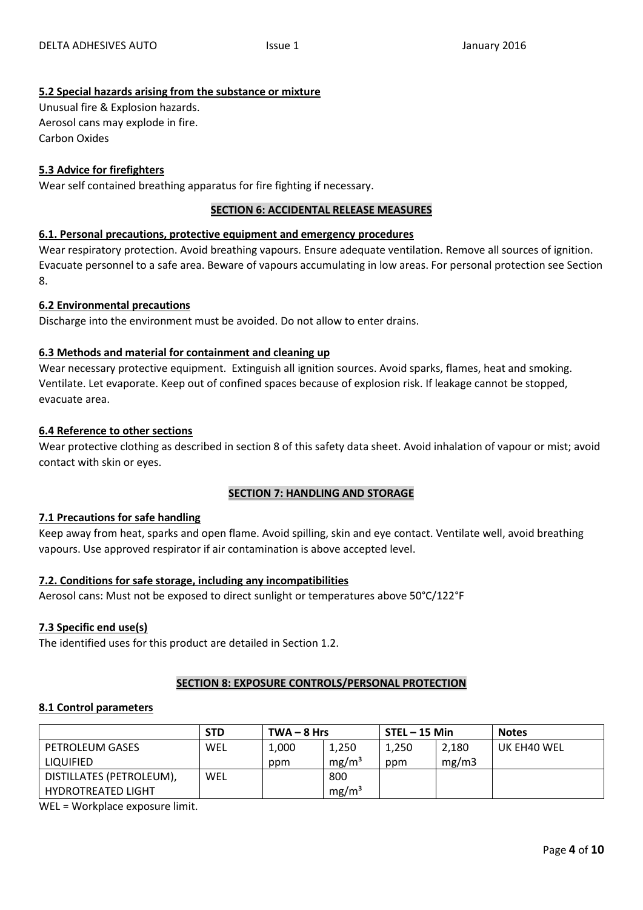### 5.2 Special hazards arising from the substance or mixture

Unusual fire & Explosion hazards.
Aerosol cans may explode in fire.
Carbon Oxides

### 5.3 Advice for firefighters

Wear self contained breathing apparatus for fire fighting if necessary.

## SECTION 6: ACCIDENTAL RELEASE MEASURES

### 6.1. Personal precautions, protective equipment and emergency procedures

Wear respiratory protection. Avoid breathing vapours. Ensure adequate ventilation. Remove all sources of ignition. Evacuate personnel to a safe area. Beware of vapours accumulating in low areas. For personal protection see Section 8.

### 6.2 Environmental precautions

Discharge into the environment must be avoided. Do not allow to enter drains.

### 6.3 Methods and material for containment and cleaning up

Wear necessary protective equipment. Extinguish all ignition sources. Avoid sparks, flames, heat and smoking. Ventilate. Let evaporate. Keep out of confined spaces because of explosion risk. If leakage cannot be stopped, evacuate area.

### 6.4 Reference to other sections

Wear protective clothing as described in section 8 of this safety data sheet. Avoid inhalation of vapour or mist; avoid contact with skin or eyes.

## SECTION 7: HANDLING AND STORAGE

### 7.1 Precautions for safe handling

Keep away from heat, sparks and open flame. Avoid spilling, skin and eye contact. Ventilate well, avoid breathing vapours. Use approved respirator if air contamination is above accepted level.

### 7.2. Conditions for safe storage, including any incompatibilities

Aerosol cans: Must not be exposed to direct sunlight or temperatures above 50°C/122°F

### 7.3 Specific end use(s)

The identified uses for this product are detailed in Section 1.2.

## SECTION 8: EXPOSURE CONTROLS/PERSONAL PROTECTION

### 8.1 Control parameters

| | STD | TWA – 8 Hrs | | STEL – 15 Min | | Notes |
|---|---|---|---|---|---|---|
| PETROLEUM GASES LIQUIFIED | WEL | 1,000 ppm | 1,250 $mg/m^3$ | 1,250 ppm | 2,180 mg/m3 | UK EH40 WEL |
| DISTILLATES (PETROLEUM), HYDROTREATED LIGHT | WEL | | 800 $mg/m^3$ | | | |

WEL = Workplace exposure limit.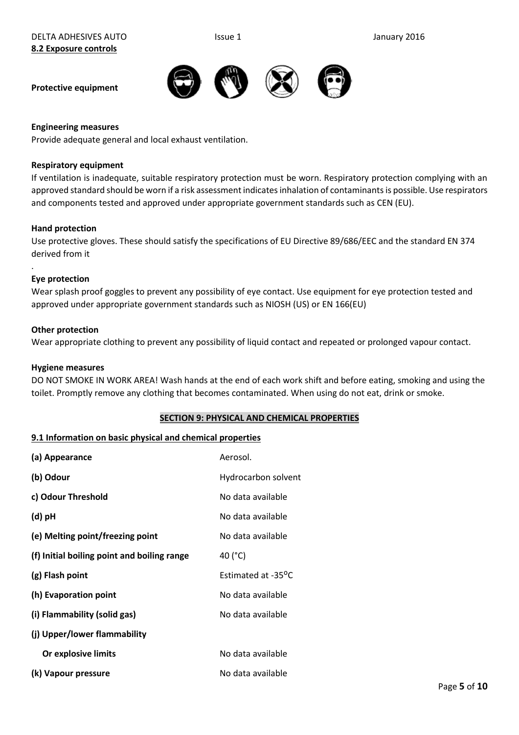**8.2 Exposure controls**

**Protective equipment**

**Engineering measures**

Provide adequate general and local exhaust ventilation.

**Respiratory equipment**

If ventilation is inadequate, suitable respiratory protection must be worn. Respiratory protection complying with an approved standard should be worn if a risk assessment indicates inhalation of contaminants is possible. Use respirators and components tested and approved under appropriate government standards such as CEN (EU).

**Hand protection**

Use protective gloves. These should satisfy the specifications of EU Directive 89/686/EEC and the standard EN 374 derived from it

.

**Eye protection**

Wear splash proof goggles to prevent any possibility of eye contact. Use equipment for eye protection tested and approved under appropriate government standards such as NIOSH (US) or EN 166(EU)

**Other protection**

Wear appropriate clothing to prevent any possibility of liquid contact and repeated or prolonged vapour contact.

**Hygiene measures**

DO NOT SMOKE IN WORK AREA! Wash hands at the end of each work shift and before eating, smoking and using the toilet. Promptly remove any clothing that becomes contaminated. When using do not eat, drink or smoke.

## SECTION 9: PHYSICAL AND CHEMICAL PROPERTIES

**9.1 Information on basic physical and chemical properties**

| Property | Value |
|---|---|
| **(a) Appearance** | Aerosol. |
| **(b) Odour** | Hydrocarbon solvent |
| **c) Odour Threshold** | No data available |
| **(d) pH** | No data available |
| **(e) Melting point/freezing point** | No data available |
| **(f) Initial boiling point and boiling range** | 40 (°C) |
| **(g) Flash point** | Estimated at -35°C |
| **(h) Evaporation point** | No data available |
| **(i) Flammability (solid gas)** | No data available |
| **(j) Upper/lower flammability Or explosive limits** | No data available |
| **(k) Vapour pressure** | No data available |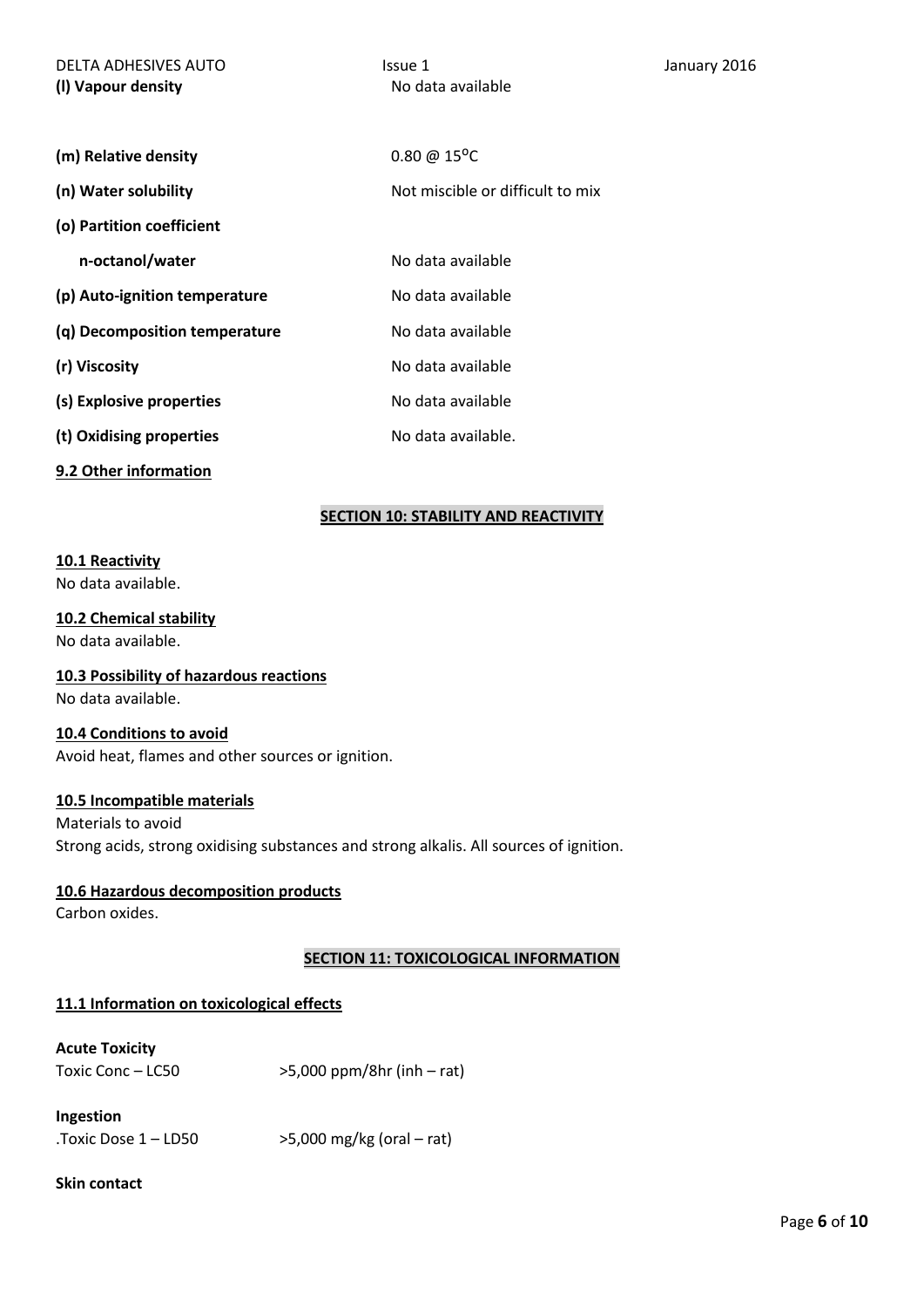| | |
|---|---|
| **(l) Vapour density** | No data available |
| **(m) Relative density** | 0.80 @ 15$^{o}$C |
| **(n) Water solubility** | Not miscible or difficult to mix |
| **(o) Partition coefficient** | |
| **n-octanol/water** | No data available |
| **(p) Auto-ignition temperature** | No data available |
| **(q) Decomposition temperature** | No data available |
| **(r) Viscosity** | No data available |
| **(s) Explosive properties** | No data available |
| **(t) Oxidising properties** | No data available. |

**9.2 Other information**

## SECTION 10: STABILITY AND REACTIVITY

**10.1 Reactivity**
No data available.

**10.2 Chemical stability**
No data available.

**10.3 Possibility of hazardous reactions**
No data available.

**10.4 Conditions to avoid**
Avoid heat, flames and other sources or ignition.

**10.5 Incompatible materials**
Materials to avoid
Strong acids, strong oxidising substances and strong alkalis. All sources of ignition.

**10.6 Hazardous decomposition products**
Carbon oxides.

## SECTION 11: TOXICOLOGICAL INFORMATION

**11.1 Information on toxicological effects**

**Acute Toxicity**

Toxic Conc – LC50 &nbsp;&nbsp;&nbsp; >5,000 ppm/8hr (inh – rat)

**Ingestion**

.Toxic Dose 1 – LD50 &nbsp;&nbsp;&nbsp; >5,000 mg/kg (oral – rat)

**Skin contact**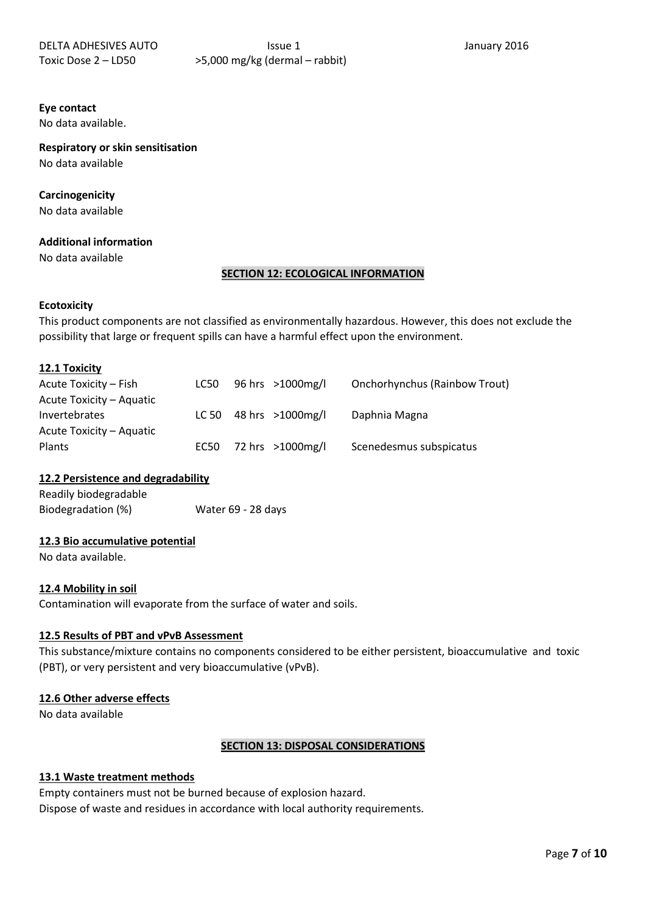Toxic Dose 2 – LD50 >5,000 mg/kg (dermal – rabbit)

**Eye contact**

No data available.

**Respiratory or skin sensitisation**

No data available

**Carcinogenicity**

No data available

**Additional information**

No data available

## SECTION 12: ECOLOGICAL INFORMATION

**Ecotoxicity**

This product components are not classified as environmentally hazardous. However, this does not exclude the possibility that large or frequent spills can have a harmful effect upon the environment.

### 12.1 Toxicity

| | | | | |
|---|---|---|---|---|
| Acute Toxicity – Fish | LC50 | 96 hrs | >1000mg/l | Onchorhynchus (Rainbow Trout) |
| Acute Toxicity – Aquatic Invertebrates | LC 50 | 48 hrs | >1000mg/l | Daphnia Magna |
| Acute Toxicity – Aquatic Plants | EC50 | 72 hrs | >1000mg/l | Scenedesmus subspicatus |

### 12.2 Persistence and degradability

Readily biodegradable

Biodegradation (%) Water 69 - 28 days

### 12.3 Bio accumulative potential

No data available.

### 12.4 Mobility in soil

Contamination will evaporate from the surface of water and soils.

### 12.5 Results of PBT and vPvB Assessment

This substance/mixture contains no components considered to be either persistent, bioaccumulative and toxic (PBT), or very persistent and very bioaccumulative (vPvB).

### 12.6 Other adverse effects

No data available

## SECTION 13: DISPOSAL CONSIDERATIONS

### 13.1 Waste treatment methods

Empty containers must not be burned because of explosion hazard.

Dispose of waste and residues in accordance with local authority requirements.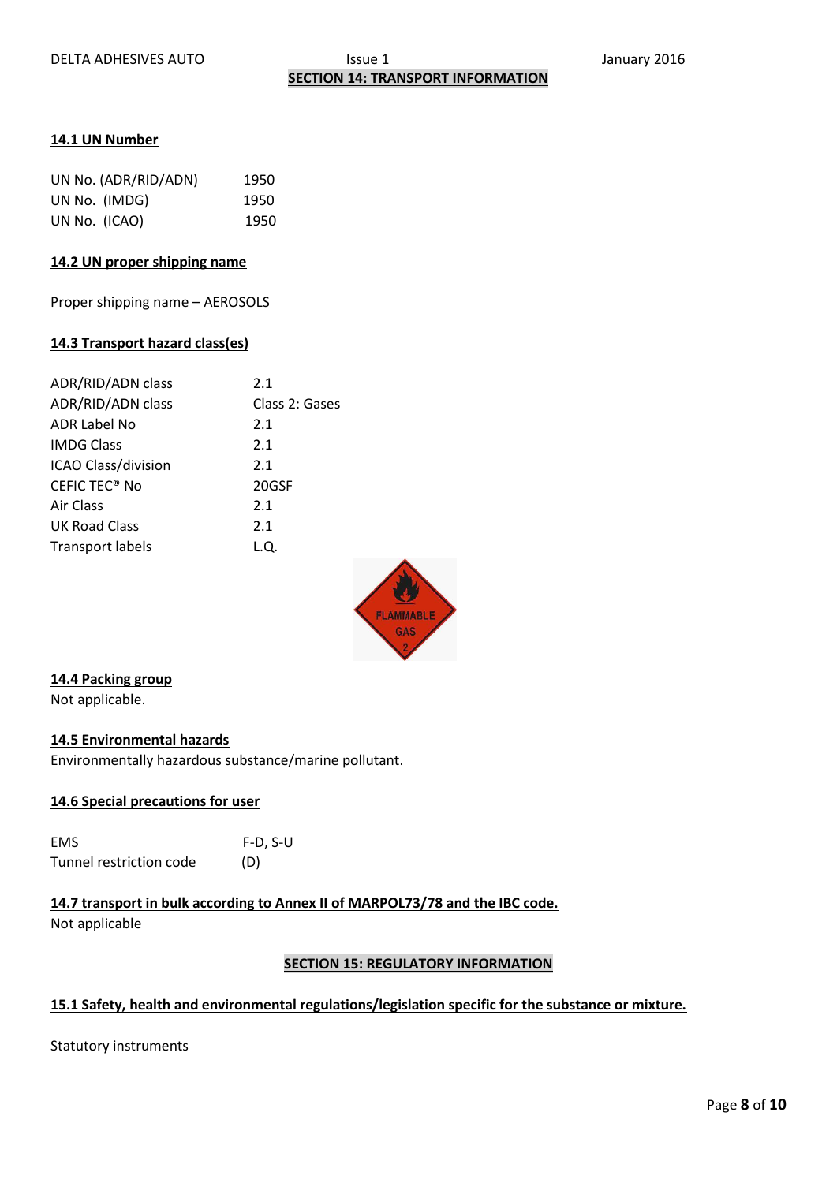## SECTION 14: TRANSPORT INFORMATION

### 14.1 UN Number

| | |
|---|---|
| UN No. (ADR/RID/ADN) | 1950 |
| UN No. (IMDG) | 1950 |
| UN No. (ICAO) | 1950 |

### 14.2 UN proper shipping name

Proper shipping name – AEROSOLS

### 14.3 Transport hazard class(es)

| | |
|---|---|
| ADR/RID/ADN class | 2.1 |
| ADR/RID/ADN class | Class 2: Gases |
| ADR Label No | 2.1 |
| IMDG Class | 2.1 |
| ICAO Class/division | 2.1 |
| CEFIC TEC® No | 20GSF |
| Air Class | 2.1 |
| UK Road Class | 2.1 |
| Transport labels | L.Q. |

FLAMMABLE GAS 2

### 14.4 Packing group

Not applicable.

### 14.5 Environmental hazards

Environmentally hazardous substance/marine pollutant.

### 14.6 Special precautions for user

| | |
|---|---|
| EMS | F-D, S-U |
| Tunnel restriction code | (D) |

### 14.7 transport in bulk according to Annex II of MARPOL73/78 and the IBC code.

Not applicable

## SECTION 15: REGULATORY INFORMATION

### 15.1 Safety, health and environmental regulations/legislation specific for the substance or mixture.

Statutory instruments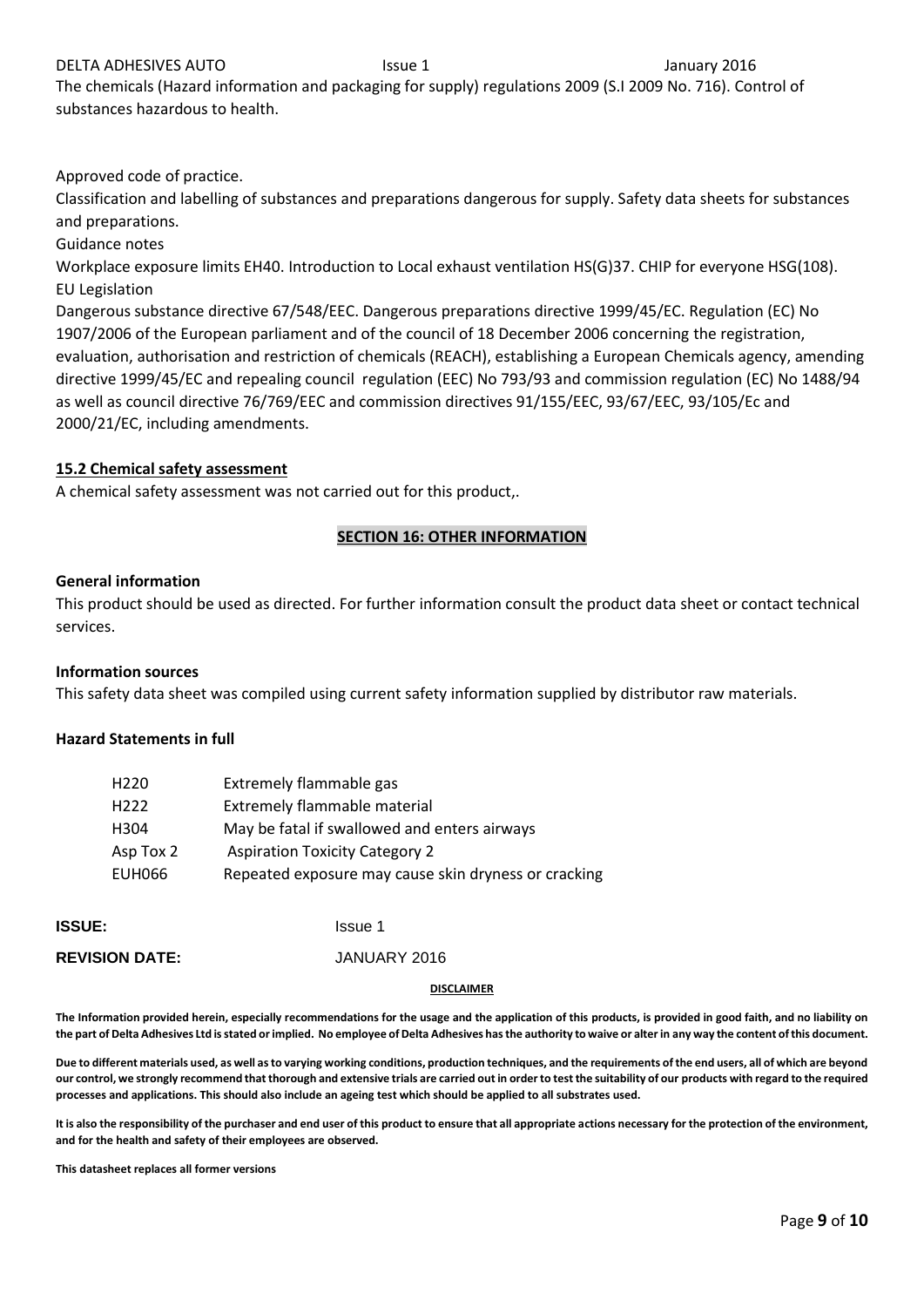The chemicals (Hazard information and packaging for supply) regulations 2009 (S.I 2009 No. 716). Control of substances hazardous to health.

Approved code of practice.

Classification and labelling of substances and preparations dangerous for supply. Safety data sheets for substances and preparations.

Guidance notes

Workplace exposure limits EH40. Introduction to Local exhaust ventilation HS(G)37. CHIP for everyone HSG(108).

EU Legislation

Dangerous substance directive 67/548/EEC. Dangerous preparations directive 1999/45/EC. Regulation (EC) No 1907/2006 of the European parliament and of the council of 18 December 2006 concerning the registration, evaluation, authorisation and restriction of chemicals (REACH), establishing a European Chemicals agency, amending directive 1999/45/EC and repealing council regulation (EEC) No 793/93 and commission regulation (EC) No 1488/94 as well as council directive 76/769/EEC and commission directives 91/155/EEC, 93/67/EEC, 93/105/Ec and 2000/21/EC, including amendments.

### 15.2 Chemical safety assessment

A chemical safety assessment was not carried out for this product,.

## SECTION 16: OTHER INFORMATION

**General information**

This product should be used as directed. For further information consult the product data sheet or contact technical services.

**Information sources**

This safety data sheet was compiled using current safety information supplied by distributor raw materials.

**Hazard Statements in full**

| | |
|---|---|
| H220 | Extremely flammable gas |
| H222 | Extremely flammable material |
| H304 | May be fatal if swallowed and enters airways |
| Asp Tox 2 | Aspiration Toxicity Category 2 |
| EUH066 | Repeated exposure may cause skin dryness or cracking |

**ISSUE:** Issue 1

**REVISION DATE:** JANUARY 2016

**DISCLAIMER**

**The Information provided herein, especially recommendations for the usage and the application of this products, is provided in good faith, and no liability on the part of Delta Adhesives Ltd is stated or implied. No employee of Delta Adhesives has the authority to waive or alter in any way the content of this document.**

**Due to different materials used, as well as to varying working conditions, production techniques, and the requirements of the end users, all of which are beyond our control, we strongly recommend that thorough and extensive trials are carried out in order to test the suitability of our products with regard to the required processes and applications. This should also include an ageing test which should be applied to all substrates used.**

**It is also the responsibility of the purchaser and end user of this product to ensure that all appropriate actions necessary for the protection of the environment, and for the health and safety of their employees are observed.**

**This datasheet replaces all former versions**